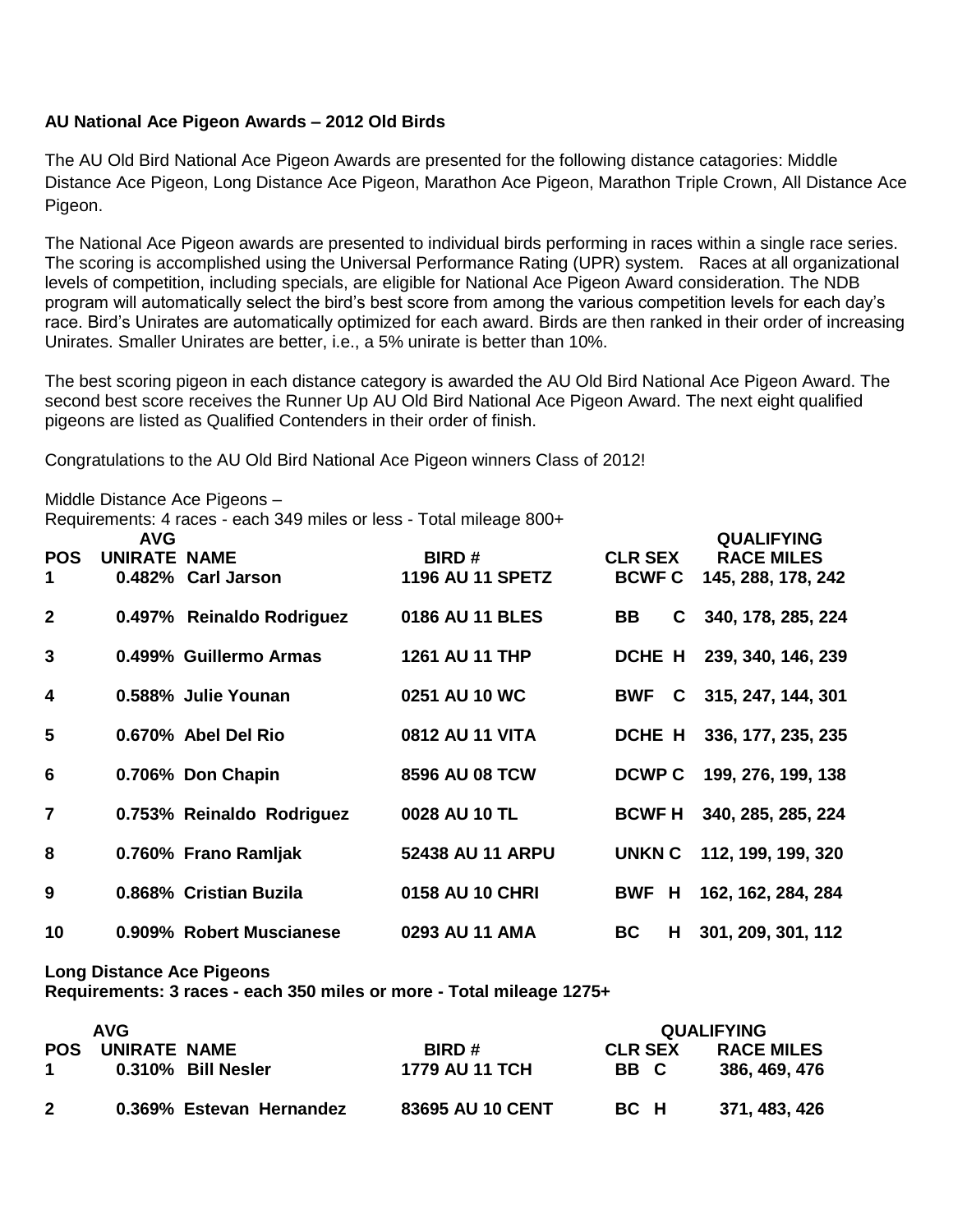**AU National Ace Pigeon Awards – 2012 Old Birds**

The AU Old Bird National Ace Pigeon Awards are presented for the following distance catagories: Middle Distance Ace Pigeon, Long Distance Ace Pigeon, Marathon Ace Pigeon, Marathon Triple Crown, All Distance Ace Pigeon.

The National Ace Pigeon awards are presented to individual birds performing in races within a single race series. The scoring is accomplished using the Universal Performance Rating (UPR) system. Races at all organizational levels of competition, including specials, are eligible for National Ace Pigeon Award consideration. The NDB program will automatically select the bird's best score from among the various competition levels for each day's race. Bird's Unirates are automatically optimized for each award. Birds are then ranked in their order of increasing Unirates. Smaller Unirates are better, i.e., a 5% unirate is better than 10%.

The best scoring pigeon in each distance category is awarded the AU Old Bird National Ace Pigeon Award. The second best score receives the Runner Up AU Old Bird National Ace Pigeon Award. The next eight qualified pigeons are listed as Qualified Contenders in their order of finish.

Congratulations to the AU Old Bird National Ace Pigeon winners Class of 2012!

Middle Distance Ace Pigeons –
Requirements: 4 races - each 349 miles or less - Total mileage 800+

| POS | AVG UNIRATE | NAME | BIRD # | CLR | SEX | QUALIFYING RACE MILES |
|---|---|---|---|---|---|---|
| 1 | 0.482% | Carl Jarson | 1196 AU 11 SPETZ | BCWF | C | 145, 288, 178, 242 |
| 2 | 0.497% | Reinaldo Rodriguez | 0186 AU 11 BLES | BB | C | 340, 178, 285, 224 |
| 3 | 0.499% | Guillermo Armas | 1261 AU 11 THP | DCHE | H | 239, 340, 146, 239 |
| 4 | 0.588% | Julie Younan | 0251 AU 10 WC | BWF | C | 315, 247, 144, 301 |
| 5 | 0.670% | Abel Del Rio | 0812 AU 11 VITA | DCHE | H | 336, 177, 235, 235 |
| 6 | 0.706% | Don Chapin | 8596 AU 08 TCW | DCWP | C | 199, 276, 199, 138 |
| 7 | 0.753% | Reinaldo Rodriguez | 0028 AU 10 TL | BCWF | H | 340, 285, 285, 224 |
| 8 | 0.760% | Frano Ramljak | 52438 AU 11 ARPU | UNKN | C | 112, 199, 199, 320 |
| 9 | 0.868% | Cristian Buzila | 0158 AU 10 CHRI | BWF | H | 162, 162, 284, 284 |
| 10 | 0.909% | Robert Muscianese | 0293 AU 11 AMA | BC | H | 301, 209, 301, 112 |

**Long Distance Ace Pigeons**
**Requirements: 3 races - each 350 miles or more - Total mileage 1275+**

| POS | AVG UNIRATE | NAME | BIRD # | CLR | SEX | QUALIFYING RACE MILES |
|---|---|---|---|---|---|---|
| 1 | 0.310% | Bill Nesler | 1779 AU 11 TCH | BB | C | 386, 469, 476 |
| 2 | 0.369% | Estevan Hernandez | 83695 AU 10 CENT | BC | H | 371, 483, 426 |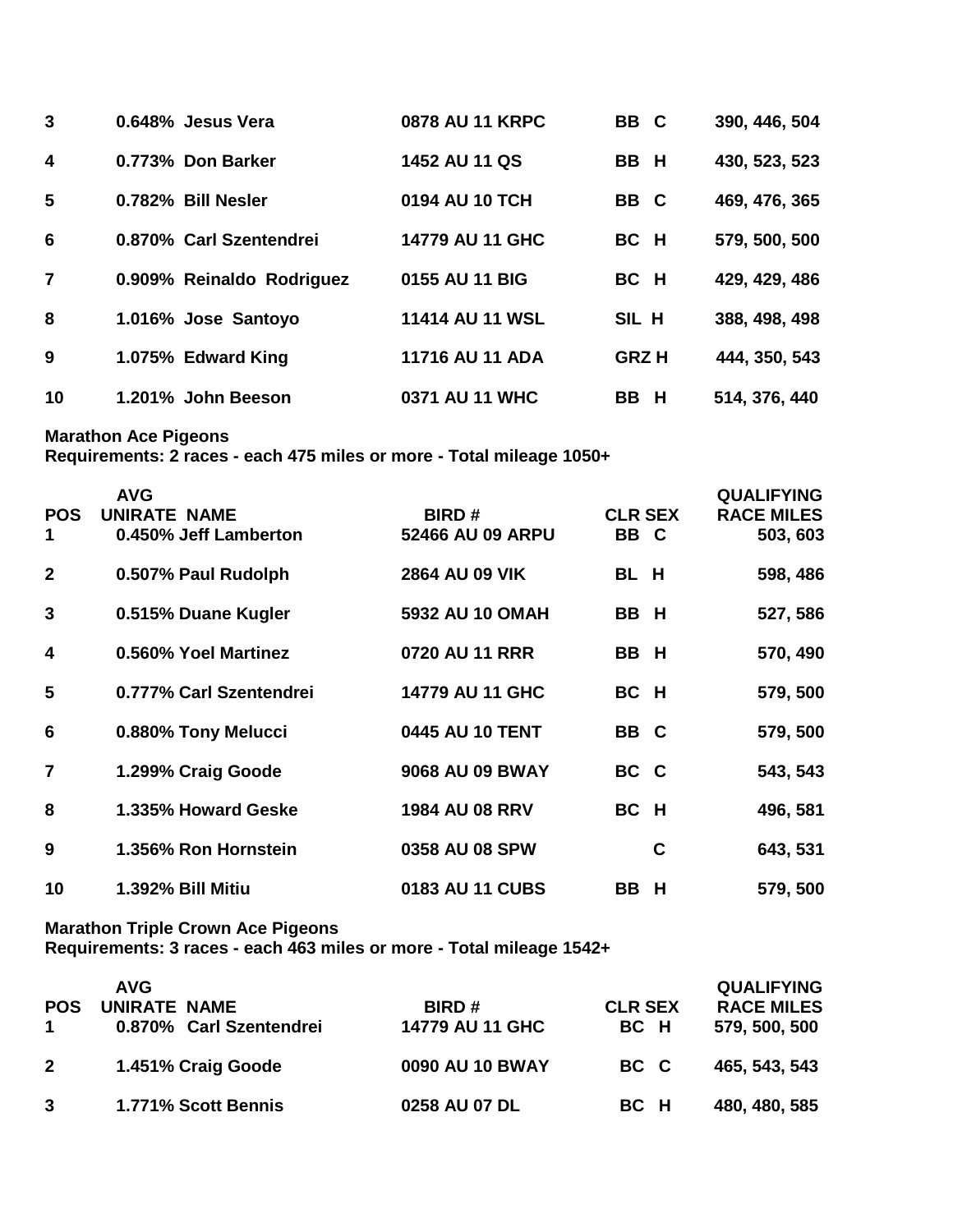| | | | | |
|---|---|---|---|---|
| 3 | 0.648% Jesus Vera | 0878 AU 11 KRPC | BB C | 390, 446, 504 |
| 4 | 0.773% Don Barker | 1452 AU 11 QS | BB H | 430, 523, 523 |
| 5 | 0.782% Bill Nesler | 0194 AU 10 TCH | BB C | 469, 476, 365 |
| 6 | 0.870% Carl Szentendrei | 14779 AU 11 GHC | BC H | 579, 500, 500 |
| 7 | 0.909% Reinaldo Rodriguez | 0155 AU 11 BIG | BC H | 429, 429, 486 |
| 8 | 1.016% Jose Santoyo | 11414 AU 11 WSL | SIL H | 388, 498, 498 |
| 9 | 1.075% Edward King | 11716 AU 11 ADA | GRZ H | 444, 350, 543 |
| 10 | 1.201% John Beeson | 0371 AU 11 WHC | BB H | 514, 376, 440 |

**Marathon Ace Pigeons**
**Requirements: 2 races - each 475 miles or more - Total mileage 1050+**

| POS | AVG UNIRATE NAME | BIRD # | CLR SEX | QUALIFYING RACE MILES |
|---|---|---|---|---|
| 1 | 0.450% Jeff Lamberton | 52466 AU 09 ARPU | BB C | 503, 603 |
| 2 | 0.507% Paul Rudolph | 2864 AU 09 VIK | BL H | 598, 486 |
| 3 | 0.515% Duane Kugler | 5932 AU 10 OMAH | BB H | 527, 586 |
| 4 | 0.560% Yoel Martinez | 0720 AU 11 RRR | BB H | 570, 490 |
| 5 | 0.777% Carl Szentendrei | 14779 AU 11 GHC | BC H | 579, 500 |
| 6 | 0.880% Tony Melucci | 0445 AU 10 TENT | BB C | 579, 500 |
| 7 | 1.299% Craig Goode | 9068 AU 09 BWAY | BC C | 543, 543 |
| 8 | 1.335% Howard Geske | 1984 AU 08 RRV | BC H | 496, 581 |
| 9 | 1.356% Ron Hornstein | 0358 AU 08 SPW | C | 643, 531 |
| 10 | 1.392% Bill Mitiu | 0183 AU 11 CUBS | BB H | 579, 500 |

**Marathon Triple Crown Ace Pigeons**
**Requirements: 3 races - each 463 miles or more - Total mileage 1542+**

| POS | AVG UNIRATE NAME | BIRD # | CLR SEX | QUALIFYING RACE MILES |
|---|---|---|---|---|
| 1 | 0.870% Carl Szentendrei | 14779 AU 11 GHC | BC H | 579, 500, 500 |
| 2 | 1.451% Craig Goode | 0090 AU 10 BWAY | BC C | 465, 543, 543 |
| 3 | 1.771% Scott Bennis | 0258 AU 07 DL | BC H | 480, 480, 585 |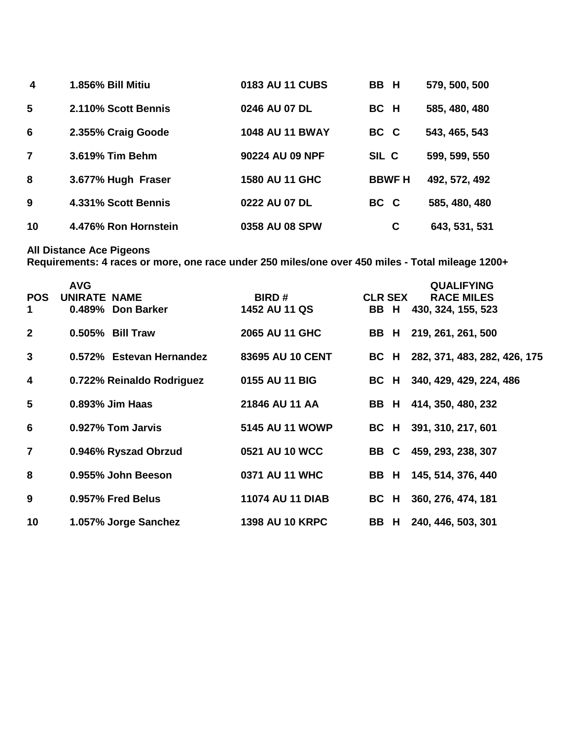| | | | | | |
|---|---|---|---|---|---|
| 4 | 1.856% Bill Mitiu | 0183 AU 11 CUBS | BB | H | 579, 500, 500 |
| 5 | 2.110% Scott Bennis | 0246 AU 07 DL | BC | H | 585, 480, 480 |
| 6 | 2.355% Craig Goode | 1048 AU 11 BWAY | BC | C | 543, 465, 543 |
| 7 | 3.619% Tim Behm | 90224 AU 09 NPF | SIL | C | 599, 599, 550 |
| 8 | 3.677% Hugh Fraser | 1580 AU 11 GHC | BBWF | H | 492, 572, 492 |
| 9 | 4.331% Scott Bennis | 0222 AU 07 DL | BC | C | 585, 480, 480 |
| 10 | 4.476% Ron Hornstein | 0358 AU 08 SPW | | C | 643, 531, 531 |

**All Distance Ace Pigeons**
**Requirements: 4 races or more, one race under 250 miles/one over 450 miles - Total mileage 1200+**

| POS | AVG UNIRATE | NAME | BIRD # | CLR | SEX | QUALIFYING RACE MILES |
|---|---|---|---|---|---|---|
| 1 | 0.489% | Don Barker | 1452 AU 11 QS | BB | H | 430, 324, 155, 523 |
| 2 | 0.505% | Bill Traw | 2065 AU 11 GHC | BB | H | 219, 261, 261, 500 |
| 3 | 0.572% | Estevan Hernandez | 83695 AU 10 CENT | BC | H | 282, 371, 483, 282, 426, 175 |
| 4 | 0.722% | Reinaldo Rodriguez | 0155 AU 11 BIG | BC | H | 340, 429, 429, 224, 486 |
| 5 | 0.893% | Jim Haas | 21846 AU 11 AA | BB | H | 414, 350, 480, 232 |
| 6 | 0.927% | Tom Jarvis | 5145 AU 11 WOWP | BC | H | 391, 310, 217, 601 |
| 7 | 0.946% | Ryszad Obrzud | 0521 AU 10 WCC | BB | C | 459, 293, 238, 307 |
| 8 | 0.955% | John Beeson | 0371 AU 11 WHC | BB | H | 145, 514, 376, 440 |
| 9 | 0.957% | Fred Belus | 11074 AU 11 DIAB | BC | H | 360, 276, 474, 181 |
| 10 | 1.057% | Jorge Sanchez | 1398 AU 10 KRPC | BB | H | 240, 446, 503, 301 |